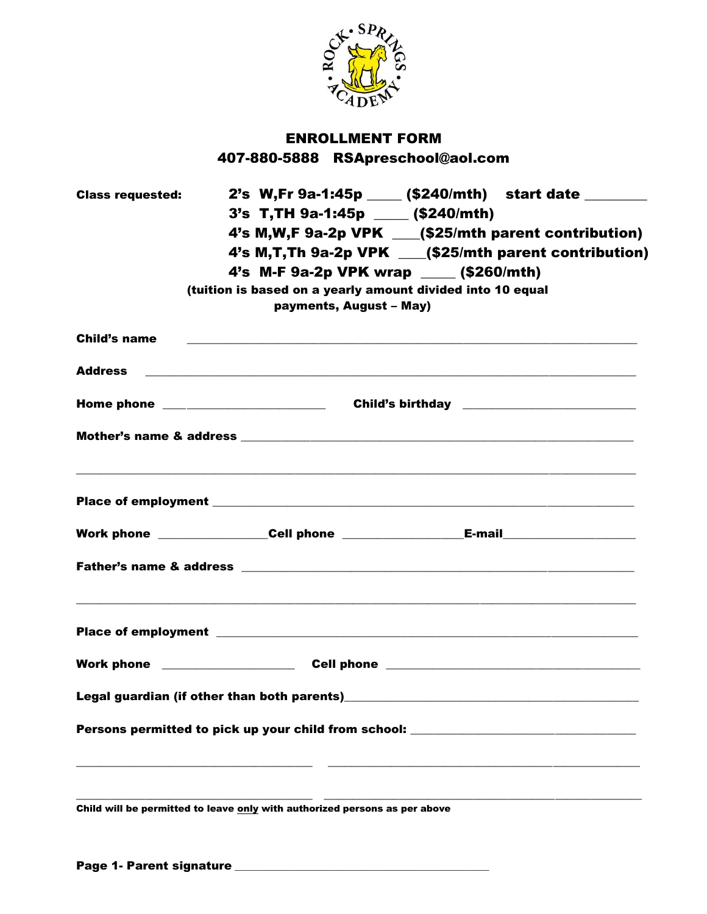# ENROLLMENT FORM

**407-880-5888 RSApreschool@aol.com**

**Class requested:**

2's W,Fr 9a-1:45p _____ ($240/mth) start date _________

3's T,TH 9a-1:45p _____ ($240/mth)

4's M,W,F 9a-2p VPK ___($25/mth parent contribution)

4's M,T,Th 9a-2p VPK ___($25/mth parent contribution)

4's M-F 9a-2p VPK wrap _____ ($260/mth)

(tuition is based on a yearly amount divided into 10 equal payments, August – May)

**Child's name** ___________________________________________________________________

**Address** ___________________________________________________________________

**Home phone** _________________________ **Child's birthday** __________________________

**Mother's name & address** ___________________________________________________________

___________________________________________________________________________

**Place of employment** _______________________________________________________________

**Work phone** _________________ **Cell phone** __________________ **E-mail** ____________________

**Father's name & address** ____________________________________________________________

___________________________________________________________________________

**Place of employment** _______________________________________________________________

**Work phone** _____________________ **Cell phone** ______________________________________

**Legal guardian (if other than both parents)** _____________________________________________

**Persons permitted to pick up your child from school:** __________________________________

_____________________________________ _____________________________________________

_____________________________________ _____________________________________________

**Child will be permitted to leave only with authorized persons as per above**

**Page 1- Parent signature** ________________________________________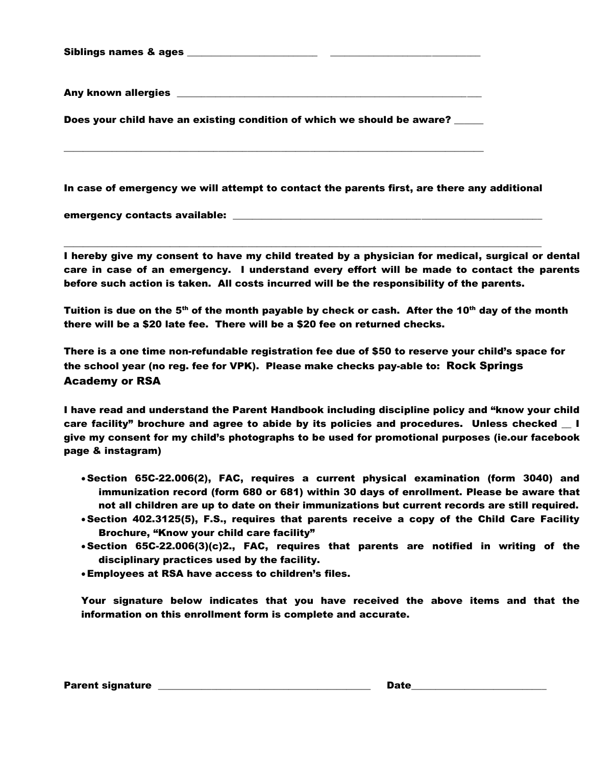**Siblings names & ages** _________________________ _____________________________

**Any known allergies** ______________________________________________________________

**Does your child have an existing condition of which we should be aware?** ______

_______________________________________________________________________________

**In case of emergency we will attempt to contact the parents first, are there any additional emergency contacts available:** ______________________________________________________________

_______________________________________________________________________________

**I hereby give my consent to have my child treated by a physician for medical, surgical or dental care in case of an emergency. I understand every effort will be made to contact the parents before such action is taken. All costs incurred will be the responsibility of the parents.**

**Tuition is due on the 5th of the month payable by check or cash. After the 10th day of the month there will be a $20 late fee. There will be a $20 fee on returned checks.**

**There is a one time non-refundable registration fee due of $50 to reserve your child's space for the school year (no reg. fee for VPK). Please make checks pay-able to:** Rock Springs Academy or RSA

**I have read and understand the Parent Handbook including discipline policy and "know your child care facility" brochure and agree to abide by its policies and procedures. Unless checked __ I give my consent for my child's photographs to be used for promotional purposes (ie.our facebook page & instagram)**

- **Section 65C-22.006(2), FAC, requires a current physical examination (form 3040) and immunization record (form 680 or 681) within 30 days of enrollment. Please be aware that not all children are up to date on their immunizations but current records are still required.**
- **Section 402.3125(5), F.S., requires that parents receive a copy of the Child Care Facility Brochure, "Know your child care facility"**
- **Section 65C-22.006(3)(c)2., FAC, requires that parents are notified in writing of the disciplinary practices used by the facility.**
- **Employees at RSA have access to children's files.**

**Your signature below indicates that you have received the above items and that the information on this enrollment form is complete and accurate.**

**Parent signature** ________________________________________ **Date**__________________________